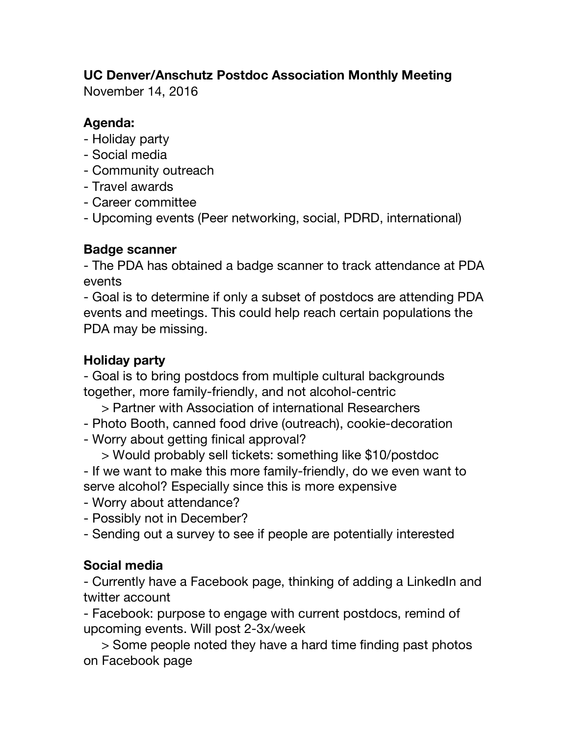**UC Denver/Anschutz Postdoc Association Monthly Meeting**
November 14, 2016

**Agenda:**
- Holiday party
- Social media
- Community outreach
- Travel awards
- Career committee
- Upcoming events (Peer networking, social, PDRD, international)

**Badge scanner**
- The PDA has obtained a badge scanner to track attendance at PDA events
- Goal is to determine if only a subset of postdocs are attending PDA events and meetings. This could help reach certain populations the PDA may be missing.

**Holiday party**
- Goal is to bring postdocs from multiple cultural backgrounds together, more family-friendly, and not alcohol-centric
  > Partner with Association of international Researchers
- Photo Booth, canned food drive (outreach), cookie-decoration
- Worry about getting finical approval?
  > Would probably sell tickets: something like $10/postdoc
- If we want to make this more family-friendly, do we even want to serve alcohol? Especially since this is more expensive
- Worry about attendance?
- Possibly not in December?
- Sending out a survey to see if people are potentially interested

**Social media**
- Currently have a Facebook page, thinking of adding a LinkedIn and twitter account
- Facebook: purpose to engage with current postdocs, remind of upcoming events. Will post 2-3x/week
  > Some people noted they have a hard time finding past photos on Facebook page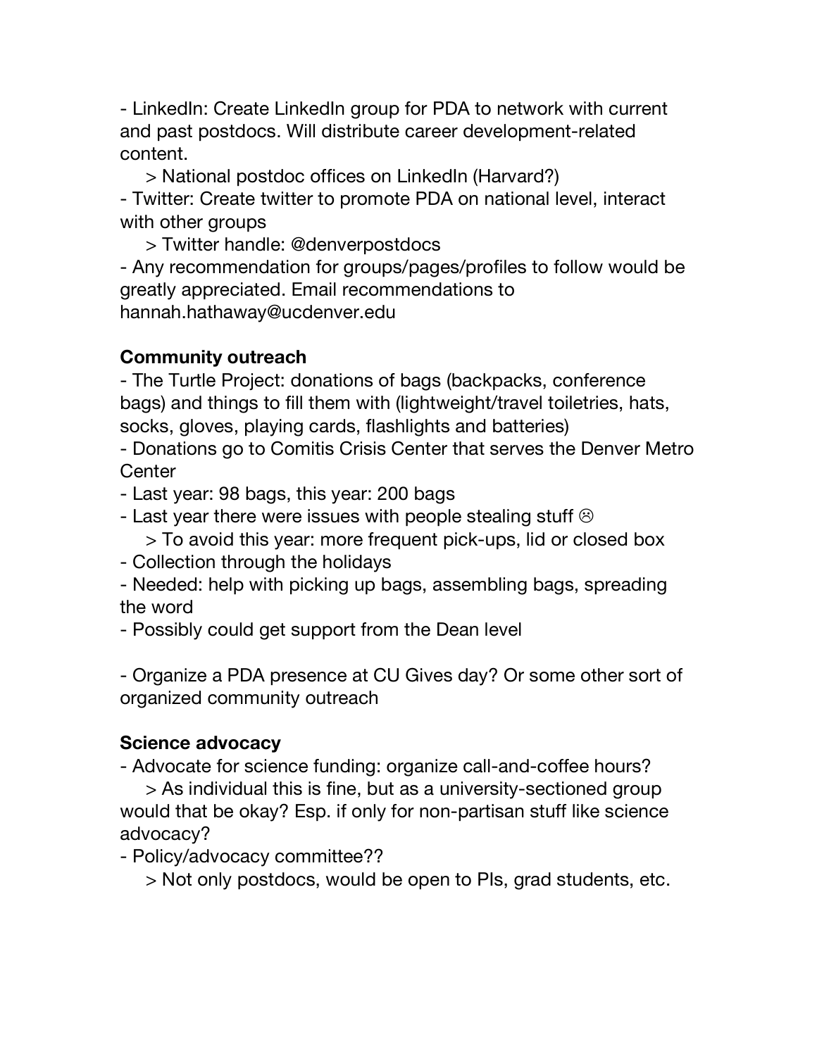- LinkedIn: Create LinkedIn group for PDA to network with current and past postdocs. Will distribute career development-related content.
    > National postdoc offices on LinkedIn (Harvard?)
- Twitter: Create twitter to promote PDA on national level, interact with other groups
    > Twitter handle: @denverpostdocs
- Any recommendation for groups/pages/profiles to follow would be greatly appreciated. Email recommendations to hannah.hathaway@ucdenver.edu

**Community outreach**

- The Turtle Project: donations of bags (backpacks, conference bags) and things to fill them with (lightweight/travel toiletries, hats, socks, gloves, playing cards, flashlights and batteries)
- Donations go to Comitis Crisis Center that serves the Denver Metro Center
- Last year: 98 bags, this year: 200 bags
- Last year there were issues with people stealing stuff ☹
    > To avoid this year: more frequent pick-ups, lid or closed box
- Collection through the holidays
- Needed: help with picking up bags, assembling bags, spreading the word
- Possibly could get support from the Dean level

- Organize a PDA presence at CU Gives day? Or some other sort of organized community outreach

**Science advocacy**

- Advocate for science funding: organize call-and-coffee hours?
    > As individual this is fine, but as a university-sectioned group would that be okay? Esp. if only for non-partisan stuff like science advocacy?
- Policy/advocacy committee??
    > Not only postdocs, would be open to PIs, grad students, etc.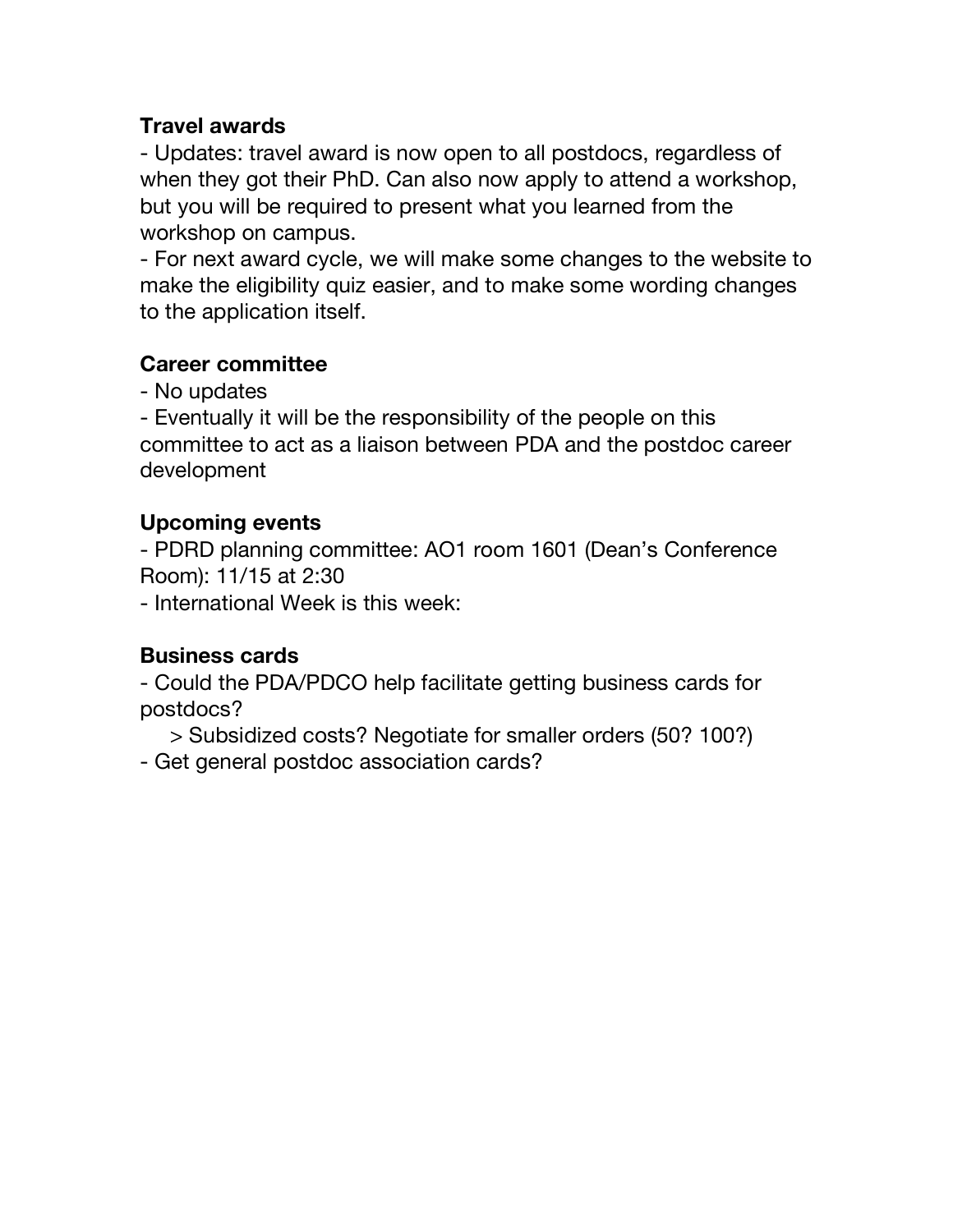**Travel awards**

- Updates: travel award is now open to all postdocs, regardless of when they got their PhD. Can also now apply to attend a workshop, but you will be required to present what you learned from the workshop on campus.
- For next award cycle, we will make some changes to the website to make the eligibility quiz easier, and to make some wording changes to the application itself.

**Career committee**

- No updates
- Eventually it will be the responsibility of the people on this committee to act as a liaison between PDA and the postdoc career development

**Upcoming events**

- PDRD planning committee: AO1 room 1601 (Dean's Conference Room): 11/15 at 2:30
- International Week is this week:

**Business cards**

- Could the PDA/PDCO help facilitate getting business cards for postdocs?
    > Subsidized costs? Negotiate for smaller orders (50? 100?)
- Get general postdoc association cards?